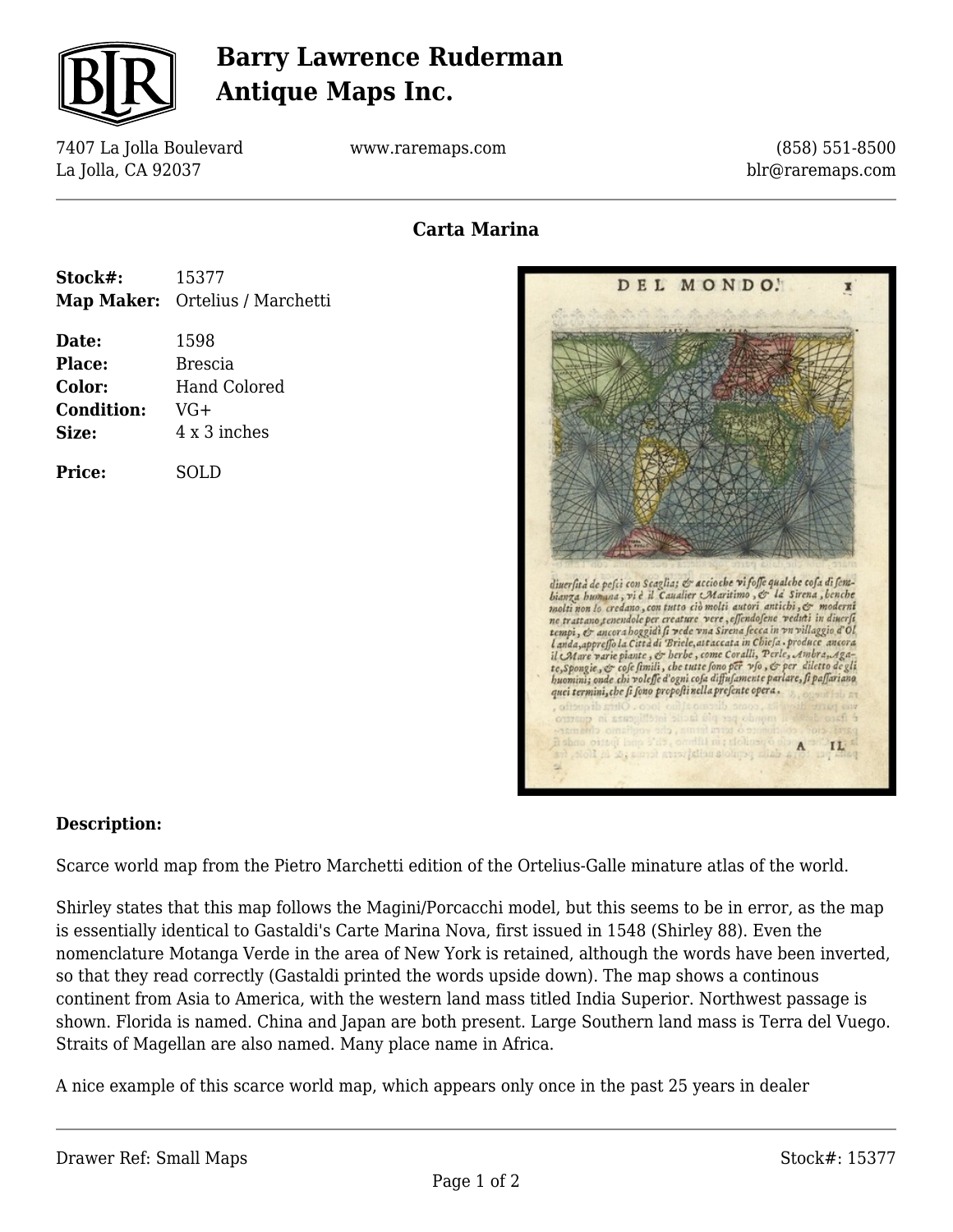# Barry Lawrence Ruderman Antique Maps Inc.

7407 La Jolla Boulevard
La Jolla, CA 92037

www.raremaps.com

(858) 551-8500
blr@raremaps.com

## Carta Marina

**Stock#:** 15377
**Map Maker:** Ortelius / Marchetti

**Date:** 1598
**Place:** Brescia
**Color:** Hand Colored
**Condition:** VG+
**Size:** 4 x 3 inches

**Price:** SOLD

### Description:

Scarce world map from the Pietro Marchetti edition of the Ortelius-Galle minature atlas of the world.

Shirley states that this map follows the Magini/Porcacchi model, but this seems to be in error, as the map is essentially identical to Gastaldi's Carte Marina Nova, first issued in 1548 (Shirley 88). Even the nomenclature Motanga Verde in the area of New York is retained, although the words have been inverted, so that they read correctly (Gastaldi printed the words upside down). The map shows a continous continent from Asia to America, with the western land mass titled India Superior. Northwest passage is shown. Florida is named. China and Japan are both present. Large Southern land mass is Terra del Vuego. Straits of Magellan are also named. Many place name in Africa.

A nice example of this scarce world map, which appears only once in the past 25 years in dealer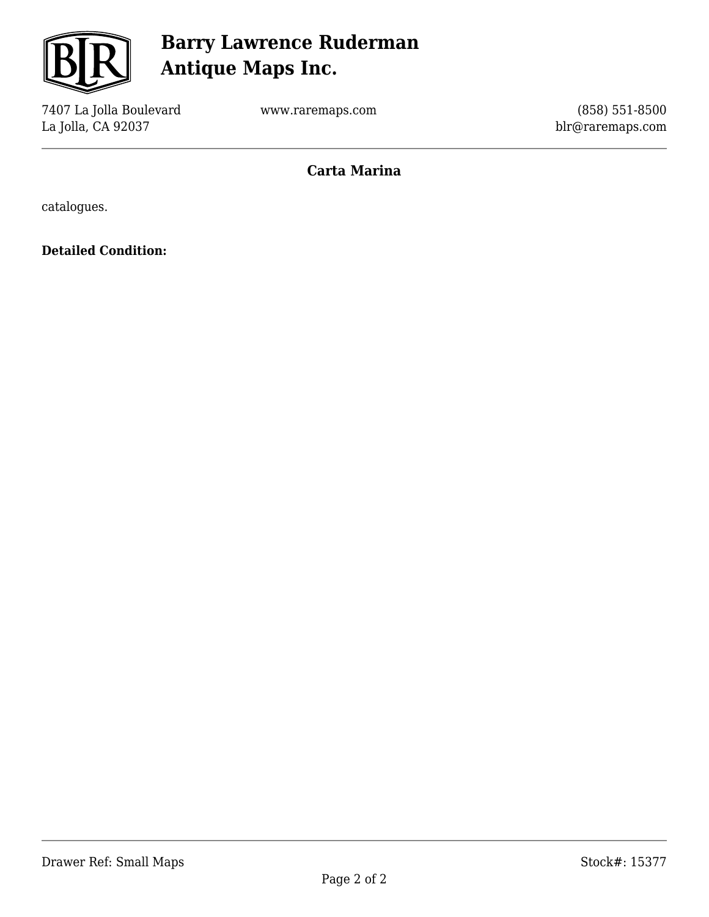catalogues.

**Detailed Condition:**